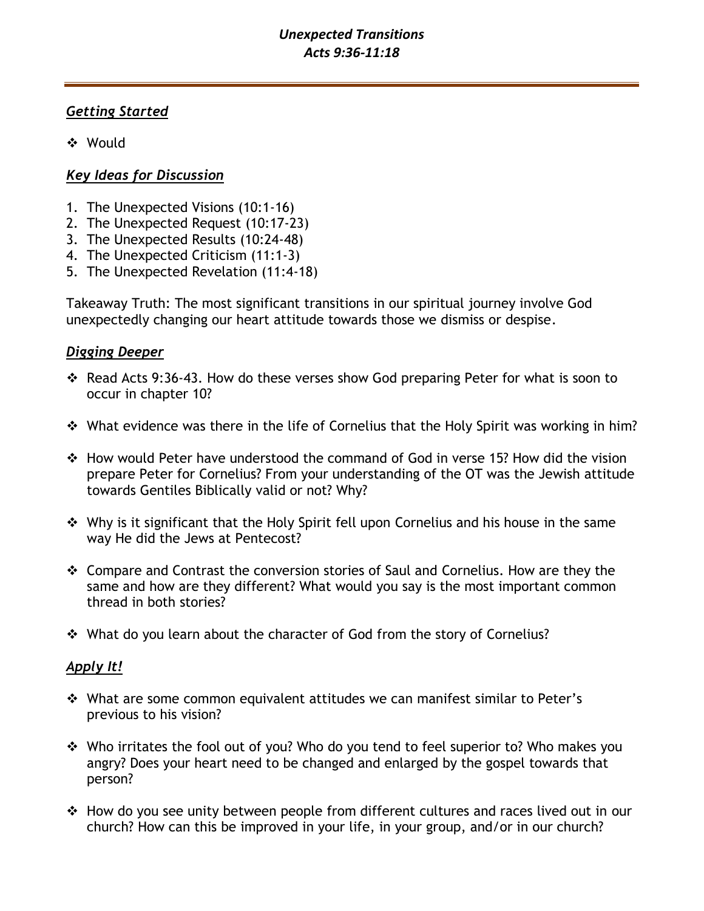# *Unexpected Transitions*
## *Acts 9:36-11:18*

---

### ***Getting Started***

- Would

### ***Key Ideas for Discussion***

1. The Unexpected Visions (10:1-16)
2. The Unexpected Request (10:17-23)
3. The Unexpected Results (10:24-48)
4. The Unexpected Criticism (11:1-3)
5. The Unexpected Revelation (11:4-18)

Takeaway Truth: The most significant transitions in our spiritual journey involve God unexpectedly changing our heart attitude towards those we dismiss or despise.

### ***Digging Deeper***

- Read Acts 9:36-43. How do these verses show God preparing Peter for what is soon to occur in chapter 10?
- What evidence was there in the life of Cornelius that the Holy Spirit was working in him?
- How would Peter have understood the command of God in verse 15? How did the vision prepare Peter for Cornelius? From your understanding of the OT was the Jewish attitude towards Gentiles Biblically valid or not? Why?
- Why is it significant that the Holy Spirit fell upon Cornelius and his house in the same way He did the Jews at Pentecost?
- Compare and Contrast the conversion stories of Saul and Cornelius. How are they the same and how are they different? What would you say is the most important common thread in both stories?
- What do you learn about the character of God from the story of Cornelius?

### ***Apply It!***

- What are some common equivalent attitudes we can manifest similar to Peter's previous to his vision?
- Who irritates the fool out of you? Who do you tend to feel superior to? Who makes you angry? Does your heart need to be changed and enlarged by the gospel towards that person?
- How do you see unity between people from different cultures and races lived out in our church? How can this be improved in your life, in your group, and/or in our church?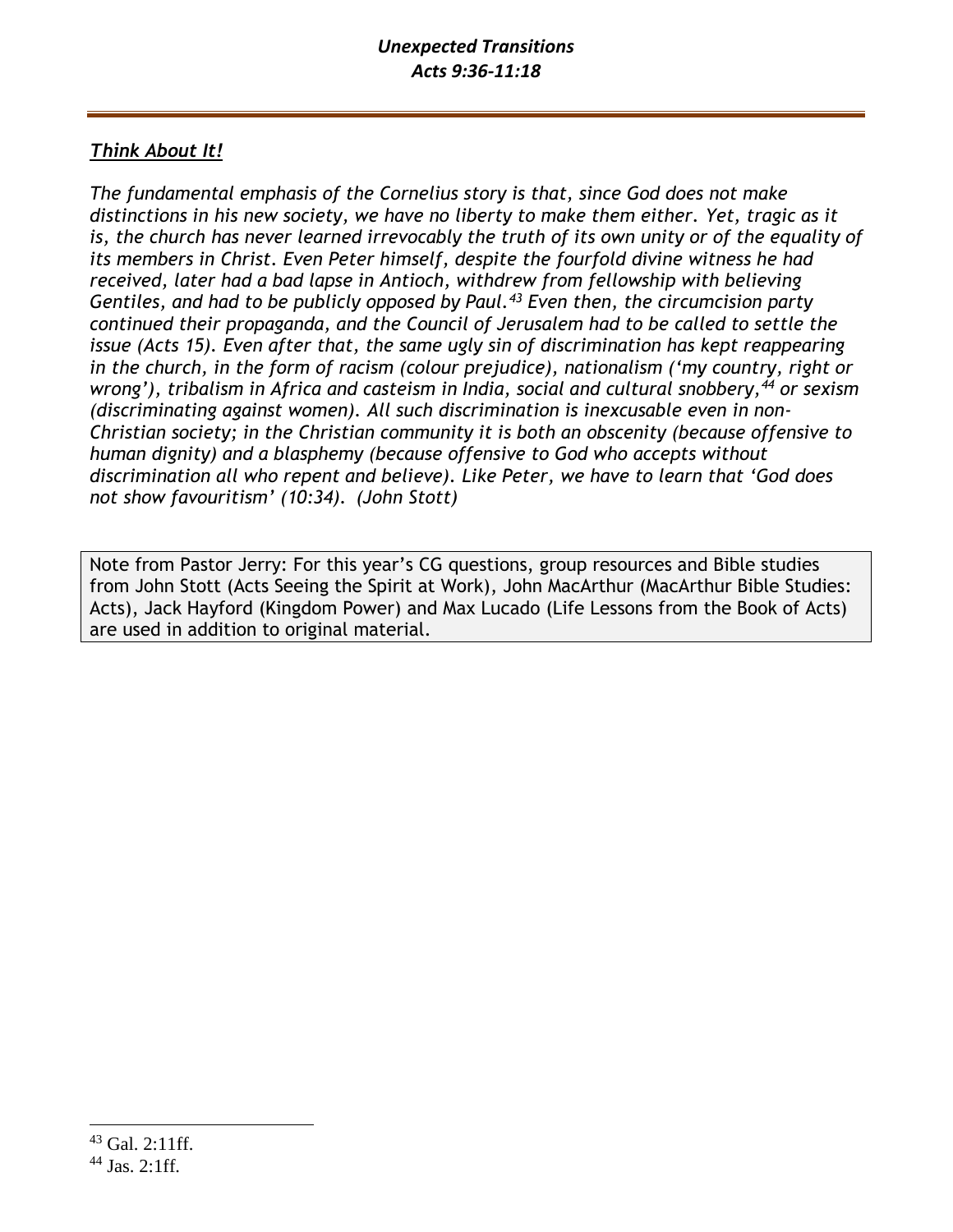## ***Think About It!***

*The fundamental emphasis of the Cornelius story is that, since God does not make distinctions in his new society, we have no liberty to make them either. Yet, tragic as it is, the church has never learned irrevocably the truth of its own unity or of the equality of its members in Christ. Even Peter himself, despite the fourfold divine witness he had received, later had a bad lapse in Antioch, withdrew from fellowship with believing Gentiles, and had to be publicly opposed by Paul.[43] Even then, the circumcision party continued their propaganda, and the Council of Jerusalem had to be called to settle the issue (Acts 15). Even after that, the same ugly sin of discrimination has kept reappearing in the church, in the form of racism (colour prejudice), nationalism ('my country, right or wrong'), tribalism in Africa and casteism in India, social and cultural snobbery,[44] or sexism (discriminating against women). All such discrimination is inexcusable even in non-Christian society; in the Christian community it is both an obscenity (because offensive to human dignity) and a blasphemy (because offensive to God who accepts without discrimination all who repent and believe). Like Peter, we have to learn that 'God does not show favouritism' (10:34). (John Stott)*

Note from Pastor Jerry: For this year's CG questions, group resources and Bible studies from John Stott (Acts Seeing the Spirit at Work), John MacArthur (MacArthur Bible Studies: Acts), Jack Hayford (Kingdom Power) and Max Lucado (Life Lessons from the Book of Acts) are used in addition to original material.

---

[43] Gal. 2:11ff.

[44] Jas. 2:1ff.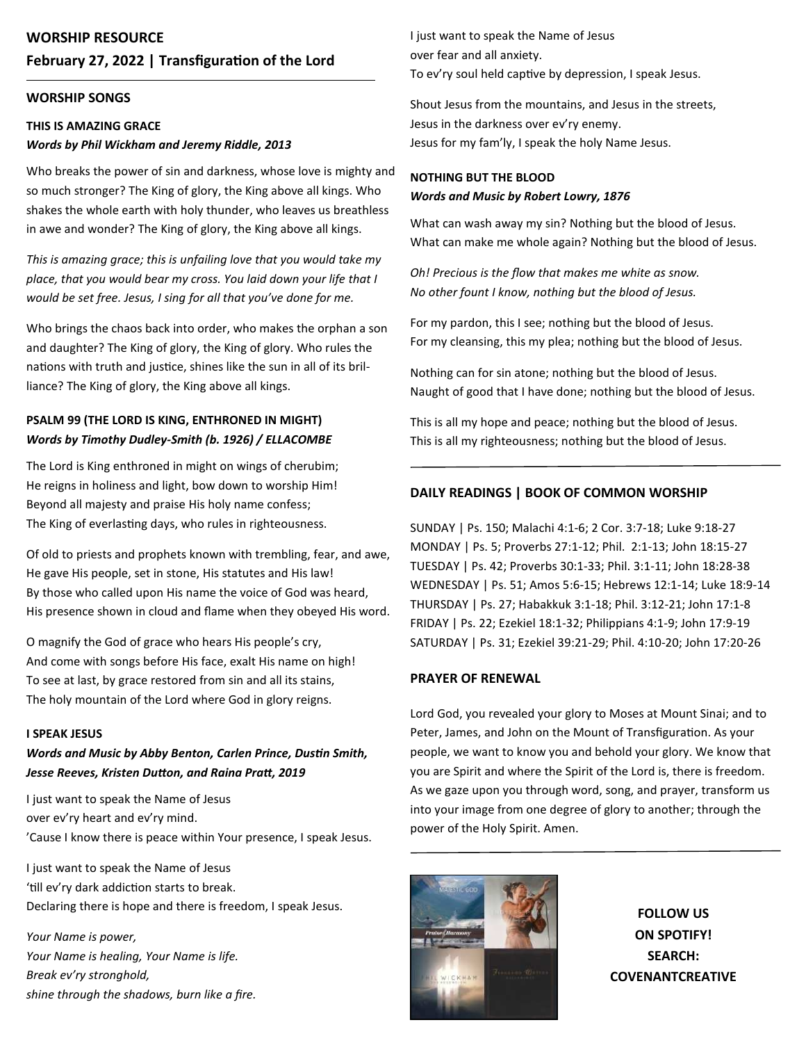## WORSHIP RESOURCE

## February 27, 2022 | Transfiguration of the Lord

### WORSHIP SONGS

**THIS IS AMAZING GRACE**

***Words by Phil Wickham and Jeremy Riddle, 2013***

Who breaks the power of sin and darkness, whose love is mighty and so much stronger? The King of glory, the King above all kings. Who shakes the whole earth with holy thunder, who leaves us breathless in awe and wonder? The King of glory, the King above all kings.

*This is amazing grace; this is unfailing love that you would take my place, that you would bear my cross. You laid down your life that I would be set free. Jesus, I sing for all that you've done for me.*

Who brings the chaos back into order, who makes the orphan a son and daughter? The King of glory, the King of glory. Who rules the nations with truth and justice, shines like the sun in all of its brilliance? The King of glory, the King above all kings.

**PSALM 99 (THE LORD IS KING, ENTHRONED IN MIGHT)**

***Words by Timothy Dudley-Smith (b. 1926) / ELLACOMBE***

The Lord is King enthroned in might on wings of cherubim;
He reigns in holiness and light, bow down to worship Him!
Beyond all majesty and praise His holy name confess;
The King of everlasting days, who rules in righteousness.

Of old to priests and prophets known with trembling, fear, and awe,
He gave His people, set in stone, His statutes and His law!
By those who called upon His name the voice of God was heard,
His presence shown in cloud and flame when they obeyed His word.

O magnify the God of grace who hears His people's cry,
And come with songs before His face, exalt His name on high!
To see at last, by grace restored from sin and all its stains,
The holy mountain of the Lord where God in glory reigns.

**I SPEAK JESUS**

***Words and Music by Abby Benton, Carlen Prince, Dustin Smith, Jesse Reeves, Kristen Dutton, and Raina Pratt, 2019***

I just want to speak the Name of Jesus
over ev'ry heart and ev'ry mind.
'Cause I know there is peace within Your presence, I speak Jesus.

I just want to speak the Name of Jesus
'till ev'ry dark addiction starts to break.
Declaring there is hope and there is freedom, I speak Jesus.

*Your Name is power,*
*Your Name is healing, Your Name is life.*
*Break ev'ry stronghold,*
*shine through the shadows, burn like a fire.*

I just want to speak the Name of Jesus
over fear and all anxiety.
To ev'ry soul held captive by depression, I speak Jesus.

Shout Jesus from the mountains, and Jesus in the streets,
Jesus in the darkness over ev'ry enemy.
Jesus for my fam'ly, I speak the holy Name Jesus.

**NOTHING BUT THE BLOOD**

***Words and Music by Robert Lowry, 1876***

What can wash away my sin? Nothing but the blood of Jesus.
What can make me whole again? Nothing but the blood of Jesus.

*Oh! Precious is the flow that makes me white as snow.*
*No other fount I know, nothing but the blood of Jesus.*

For my pardon, this I see; nothing but the blood of Jesus.
For my cleansing, this my plea; nothing but the blood of Jesus.

Nothing can for sin atone; nothing but the blood of Jesus.
Naught of good that I have done; nothing but the blood of Jesus.

This is all my hope and peace; nothing but the blood of Jesus.
This is all my righteousness; nothing but the blood of Jesus.

### DAILY READINGS | BOOK OF COMMON WORSHIP

SUNDAY | Ps. 150; Malachi 4:1-6; 2 Cor. 3:7-18; Luke 9:18-27
MONDAY | Ps. 5; Proverbs 27:1-12; Phil. 2:1-13; John 18:15-27
TUESDAY | Ps. 42; Proverbs 30:1-33; Phil. 3:1-11; John 18:28-38
WEDNESDAY | Ps. 51; Amos 5:6-15; Hebrews 12:1-14; Luke 18:9-14
THURSDAY | Ps. 27; Habakkuk 3:1-18; Phil. 3:12-21; John 17:1-8
FRIDAY | Ps. 22; Ezekiel 18:1-32; Philippians 4:1-9; John 17:9-19
SATURDAY | Ps. 31; Ezekiel 39:21-29; Phil. 4:10-20; John 17:20-26

### PRAYER OF RENEWAL

Lord God, you revealed your glory to Moses at Mount Sinai; and to Peter, James, and John on the Mount of Transfiguration. As your people, we want to know you and behold your glory. We know that you are Spirit and where the Spirit of the Lord is, there is freedom. As we gaze upon you through word, song, and prayer, transform us into your image from one degree of glory to another; through the power of the Holy Spirit. Amen.

**FOLLOW US ON SPOTIFY! SEARCH: COVENANTCREATIVE**